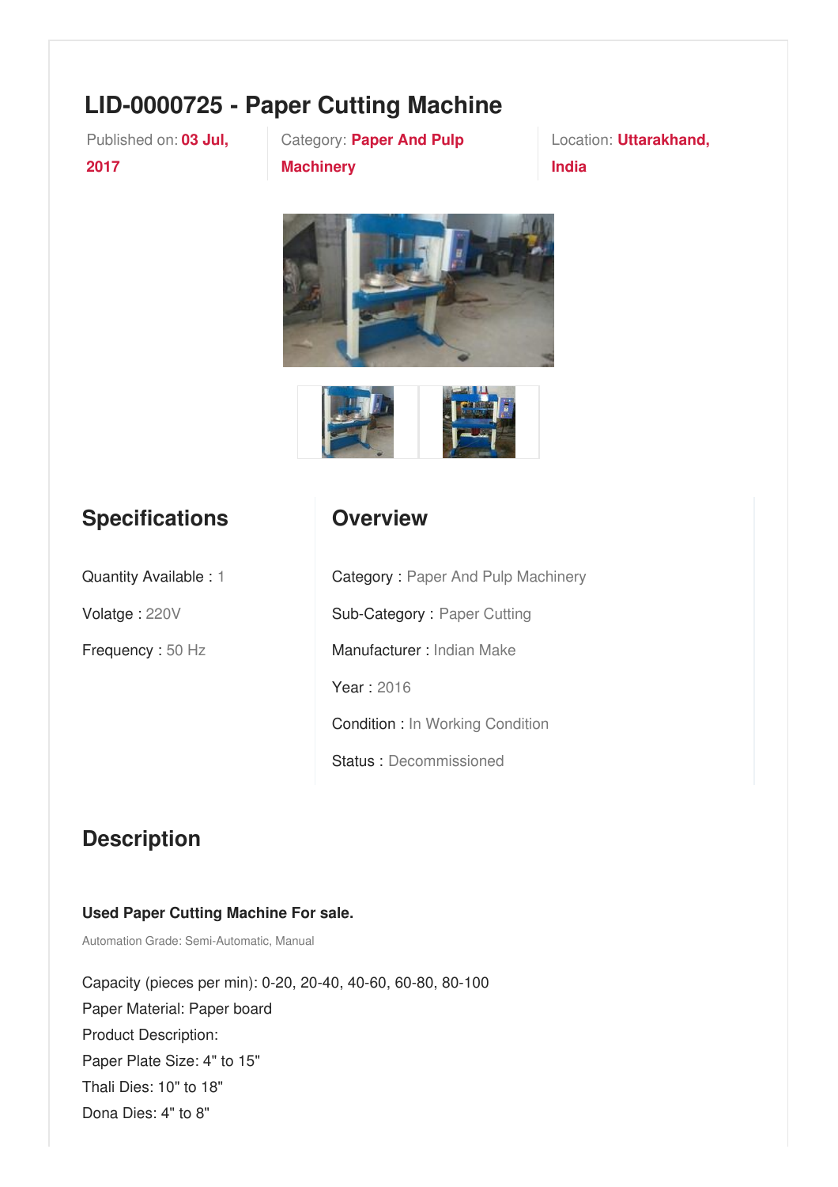# LID-0000725 - Paper Cutting Machine

Published on: **03 Jul, 2017**

Category: **Paper And Pulp Machinery**

Location: **Uttarakhand, India**

## Specifications

Quantity Available : 1

Volatge : 220V

Frequency : 50 Hz

## Overview

Category : Paper And Pulp Machinery

Sub-Category : Paper Cutting

Manufacturer : Indian Make

Year : 2016

Condition : In Working Condition

Status : Decommissioned

## Description

**Used Paper Cutting Machine For sale.**

Automation Grade: Semi-Automatic, Manual

Capacity (pieces per min): 0-20, 20-40, 40-60, 60-80, 80-100
Paper Material: Paper board
Product Description:
Paper Plate Size: 4" to 15"
Thali Dies: 10" to 18"
Dona Dies: 4" to 8"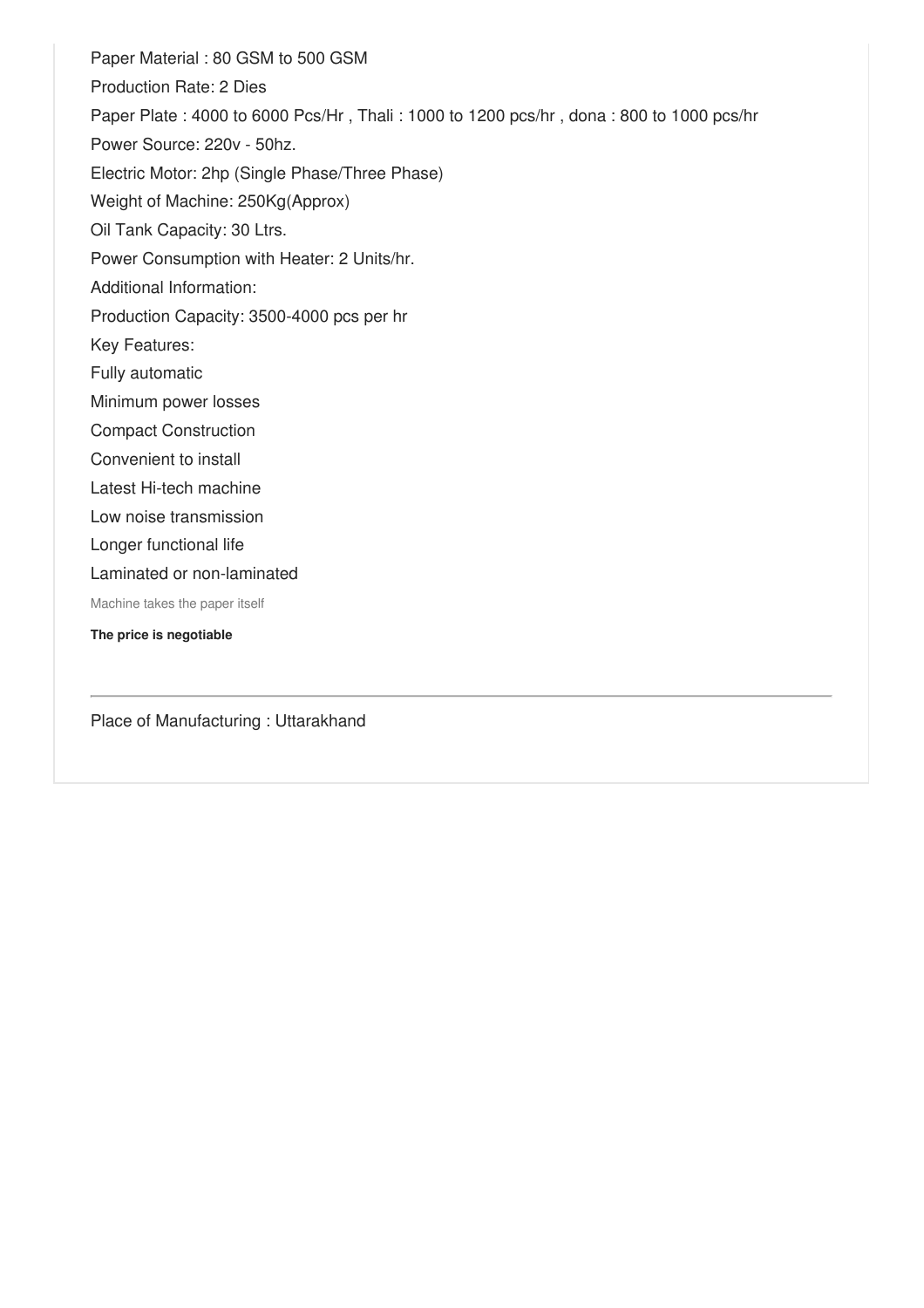Paper Material : 80 GSM to 500 GSM

Production Rate: 2 Dies

Paper Plate : 4000 to 6000 Pcs/Hr , Thali : 1000 to 1200 pcs/hr , dona : 800 to 1000 pcs/hr

Power Source: 220v - 50hz.

Electric Motor: 2hp (Single Phase/Three Phase)

Weight of Machine: 250Kg(Approx)

Oil Tank Capacity: 30 Ltrs.

Power Consumption with Heater: 2 Units/hr.

Additional Information:

Production Capacity: 3500-4000 pcs per hr

Key Features:

Fully automatic

Minimum power losses

Compact Construction

Convenient to install

Latest Hi-tech machine

Low noise transmission

Longer functional life

Laminated or non-laminated

Machine takes the paper itself

**The price is negotiable**

---

Place of Manufacturing : Uttarakhand